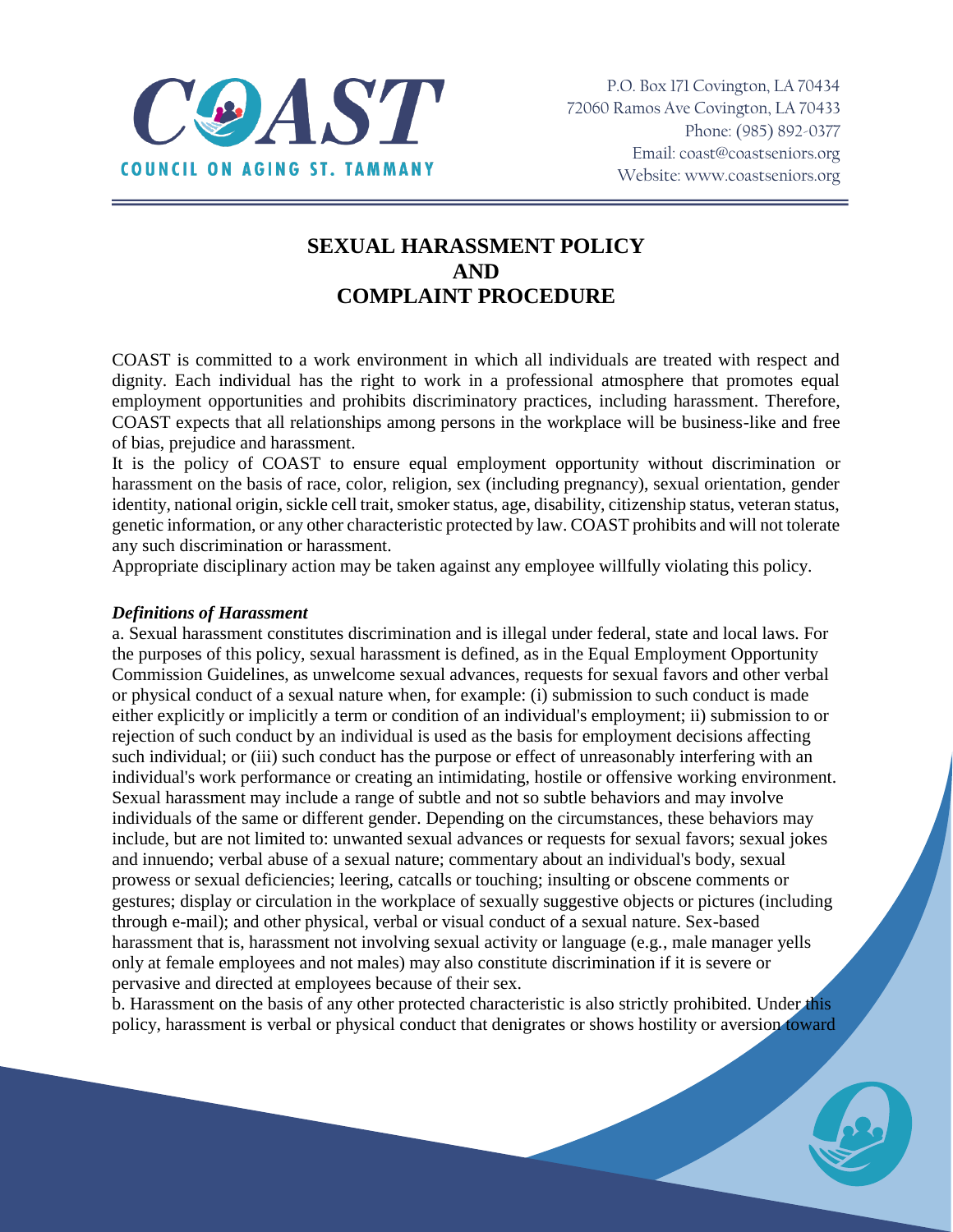COAST
COUNCIL ON AGING ST. TAMMANY

P.O. Box 171 Covington, LA 70434
72060 Ramos Ave Covington, LA 70433
Phone: (985) 892-0377
Email: coast@coastseniors.org
Website: www.coastseniors.org

# SEXUAL HARASSMENT POLICY AND COMPLAINT PROCEDURE

COAST is committed to a work environment in which all individuals are treated with respect and dignity. Each individual has the right to work in a professional atmosphere that promotes equal employment opportunities and prohibits discriminatory practices, including harassment. Therefore, COAST expects that all relationships among persons in the workplace will be business-like and free of bias, prejudice and harassment.

It is the policy of COAST to ensure equal employment opportunity without discrimination or harassment on the basis of race, color, religion, sex (including pregnancy), sexual orientation, gender identity, national origin, sickle cell trait, smoker status, age, disability, citizenship status, veteran status, genetic information, or any other characteristic protected by law. COAST prohibits and will not tolerate any such discrimination or harassment.

Appropriate disciplinary action may be taken against any employee willfully violating this policy.

***Definitions of Harassment***

a. Sexual harassment constitutes discrimination and is illegal under federal, state and local laws. For the purposes of this policy, sexual harassment is defined, as in the Equal Employment Opportunity Commission Guidelines, as unwelcome sexual advances, requests for sexual favors and other verbal or physical conduct of a sexual nature when, for example: (i) submission to such conduct is made either explicitly or implicitly a term or condition of an individual's employment; ii) submission to or rejection of such conduct by an individual is used as the basis for employment decisions affecting such individual; or (iii) such conduct has the purpose or effect of unreasonably interfering with an individual's work performance or creating an intimidating, hostile or offensive working environment. Sexual harassment may include a range of subtle and not so subtle behaviors and may involve individuals of the same or different gender. Depending on the circumstances, these behaviors may include, but are not limited to: unwanted sexual advances or requests for sexual favors; sexual jokes and innuendo; verbal abuse of a sexual nature; commentary about an individual's body, sexual prowess or sexual deficiencies; leering, catcalls or touching; insulting or obscene comments or gestures; display or circulation in the workplace of sexually suggestive objects or pictures (including through e-mail); and other physical, verbal or visual conduct of a sexual nature. Sex-based harassment that is, harassment not involving sexual activity or language (e.g., male manager yells only at female employees and not males) may also constitute discrimination if it is severe or pervasive and directed at employees because of their sex.

b. Harassment on the basis of any other protected characteristic is also strictly prohibited. Under this policy, harassment is verbal or physical conduct that denigrates or shows hostility or aversion toward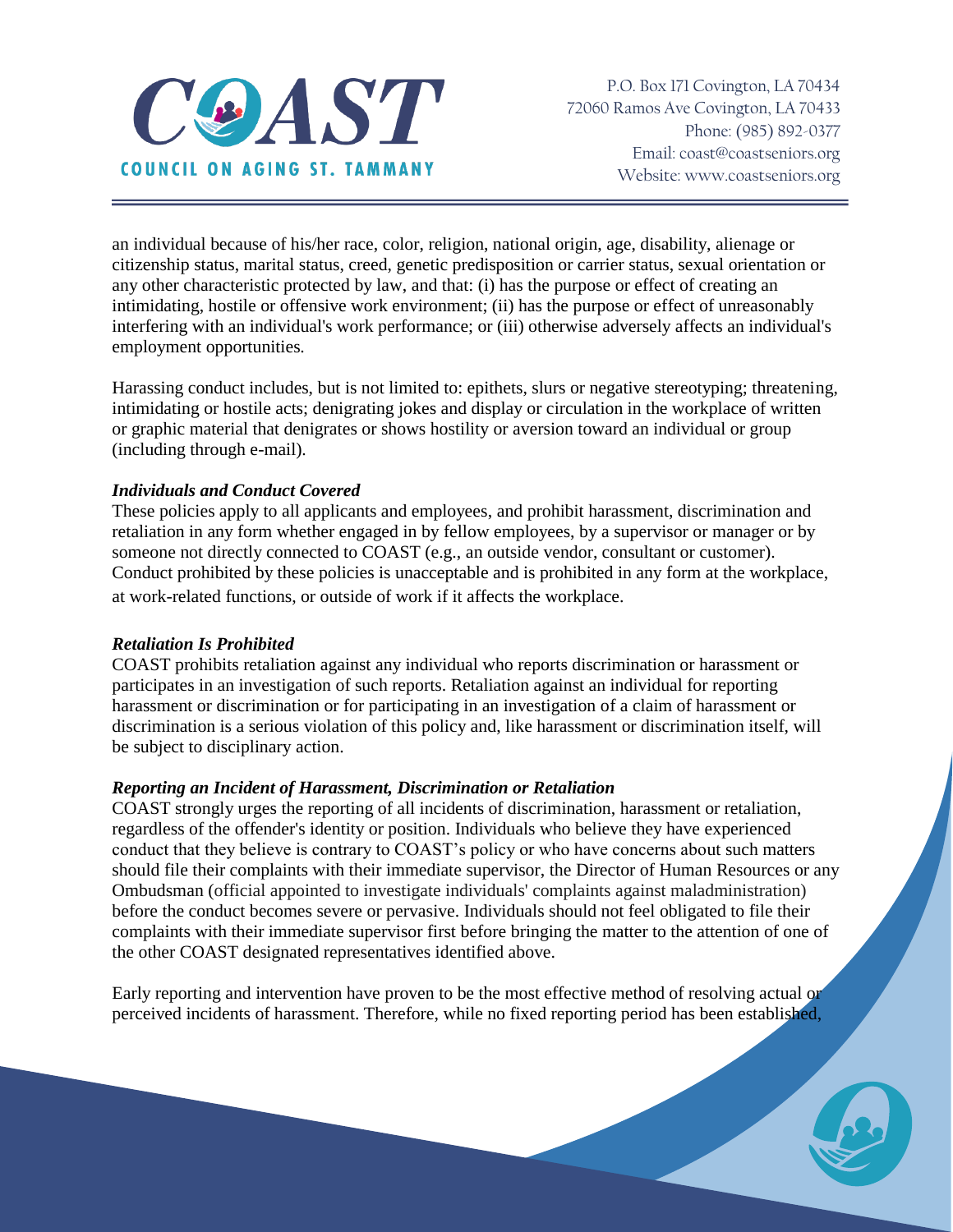an individual because of his/her race, color, religion, national origin, age, disability, alienage or citizenship status, marital status, creed, genetic predisposition or carrier status, sexual orientation or any other characteristic protected by law, and that: (i) has the purpose or effect of creating an intimidating, hostile or offensive work environment; (ii) has the purpose or effect of unreasonably interfering with an individual's work performance; or (iii) otherwise adversely affects an individual's employment opportunities.

Harassing conduct includes, but is not limited to: epithets, slurs or negative stereotyping; threatening, intimidating or hostile acts; denigrating jokes and display or circulation in the workplace of written or graphic material that denigrates or shows hostility or aversion toward an individual or group (including through e-mail).

***Individuals and Conduct Covered***

These policies apply to all applicants and employees, and prohibit harassment, discrimination and retaliation in any form whether engaged in by fellow employees, by a supervisor or manager or by someone not directly connected to COAST (e.g., an outside vendor, consultant or customer). Conduct prohibited by these policies is unacceptable and is prohibited in any form at the workplace, at work-related functions, or outside of work if it affects the workplace.

***Retaliation Is Prohibited***

COAST prohibits retaliation against any individual who reports discrimination or harassment or participates in an investigation of such reports. Retaliation against an individual for reporting harassment or discrimination or for participating in an investigation of a claim of harassment or discrimination is a serious violation of this policy and, like harassment or discrimination itself, will be subject to disciplinary action.

***Reporting an Incident of Harassment, Discrimination or Retaliation***

COAST strongly urges the reporting of all incidents of discrimination, harassment or retaliation, regardless of the offender's identity or position. Individuals who believe they have experienced conduct that they believe is contrary to COAST's policy or who have concerns about such matters should file their complaints with their immediate supervisor, the Director of Human Resources or any Ombudsman (official appointed to investigate individuals' complaints against maladministration) before the conduct becomes severe or pervasive. Individuals should not feel obligated to file their complaints with their immediate supervisor first before bringing the matter to the attention of one of the other COAST designated representatives identified above.

Early reporting and intervention have proven to be the most effective method of resolving actual or perceived incidents of harassment. Therefore, while no fixed reporting period has been established,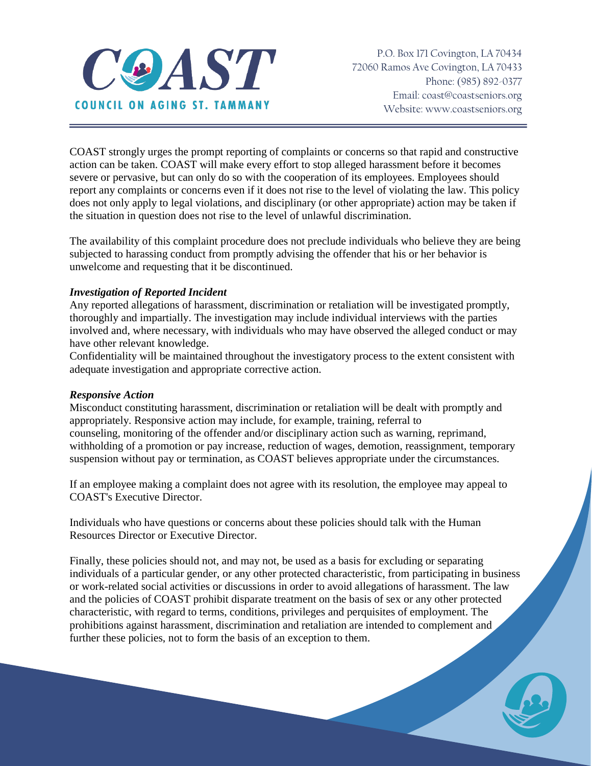COAST strongly urges the prompt reporting of complaints or concerns so that rapid and constructive action can be taken. COAST will make every effort to stop alleged harassment before it becomes severe or pervasive, but can only do so with the cooperation of its employees. Employees should report any complaints or concerns even if it does not rise to the level of violating the law. This policy does not only apply to legal violations, and disciplinary (or other appropriate) action may be taken if the situation in question does not rise to the level of unlawful discrimination.

The availability of this complaint procedure does not preclude individuals who believe they are being subjected to harassing conduct from promptly advising the offender that his or her behavior is unwelcome and requesting that it be discontinued.

***Investigation of Reported Incident***

Any reported allegations of harassment, discrimination or retaliation will be investigated promptly, thoroughly and impartially. The investigation may include individual interviews with the parties involved and, where necessary, with individuals who may have observed the alleged conduct or may have other relevant knowledge.

Confidentiality will be maintained throughout the investigatory process to the extent consistent with adequate investigation and appropriate corrective action.

***Responsive Action***

Misconduct constituting harassment, discrimination or retaliation will be dealt with promptly and appropriately. Responsive action may include, for example, training, referral to counseling, monitoring of the offender and/or disciplinary action such as warning, reprimand, withholding of a promotion or pay increase, reduction of wages, demotion, reassignment, temporary suspension without pay or termination, as COAST believes appropriate under the circumstances.

If an employee making a complaint does not agree with its resolution, the employee may appeal to COAST's Executive Director.

Individuals who have questions or concerns about these policies should talk with the Human Resources Director or Executive Director.

Finally, these policies should not, and may not, be used as a basis for excluding or separating individuals of a particular gender, or any other protected characteristic, from participating in business or work-related social activities or discussions in order to avoid allegations of harassment. The law and the policies of COAST prohibit disparate treatment on the basis of sex or any other protected characteristic, with regard to terms, conditions, privileges and perquisites of employment. The prohibitions against harassment, discrimination and retaliation are intended to complement and further these policies, not to form the basis of an exception to them.